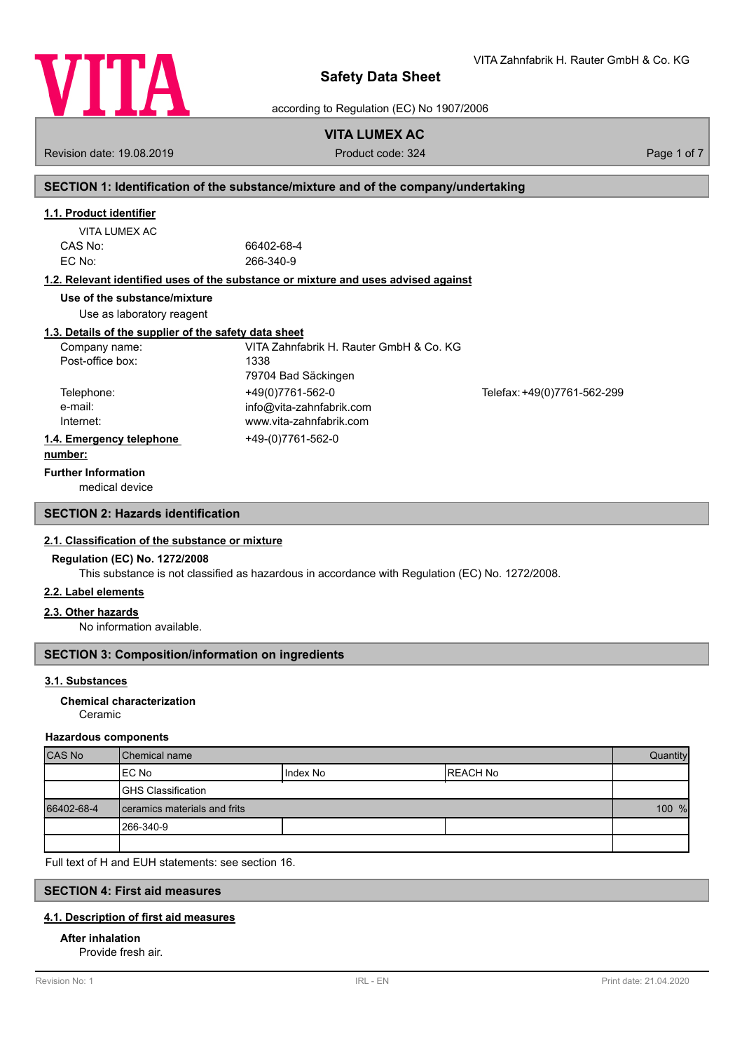# Safety Data Sheet

according to Regulation (EC) No 1907/2006

VITA Zahnfabrik H. Rauter GmbH & Co. KG

**VITA LUMEX AC**

Revision date: 19.08.2019 | Product code: 324

## SECTION 1: Identification of the substance/mixture and of the company/undertaking

### 1.1. Product identifier

VITA LUMEX AC

CAS No: 66402-68-4

EC No: 266-340-9

### 1.2. Relevant identified uses of the substance or mixture and uses advised against

**Use of the substance/mixture**

Use as laboratory reagent

### 1.3. Details of the supplier of the safety data sheet

Company name: VITA Zahnfabrik H. Rauter GmbH & Co. KG

Post-office box: 1338

79704 Bad Säckingen

Telephone: +49(0)7761-562-0 | Telefax: +49(0)7761-562-299

e-mail: info@vita-zahnfabrik.com

Internet: www.vita-zahnfabrik.com

### 1.4. Emergency telephone number:

+49-(0)7761-562-0

**Further Information**

medical device

## SECTION 2: Hazards identification

### 2.1. Classification of the substance or mixture

**Regulation (EC) No. 1272/2008**

This substance is not classified as hazardous in accordance with Regulation (EC) No. 1272/2008.

### 2.2. Label elements

### 2.3. Other hazards

No information available.

## SECTION 3: Composition/information on ingredients

### 3.1. Substances

**Chemical characterization**

Ceramic

**Hazardous components**

| CAS No | Chemical name | | | Quantity |
|---|---|---|---|---|
| | EC No | Index No | REACH No | |
| | GHS Classification | | | |
| 66402-68-4 | ceramics materials and frits | | | 100 % |
| | 266-340-9 | | | |
| | | | | |

Full text of H and EUH statements: see section 16.

## SECTION 4: First aid measures

### 4.1. Description of first aid measures

**After inhalation**

Provide fresh air.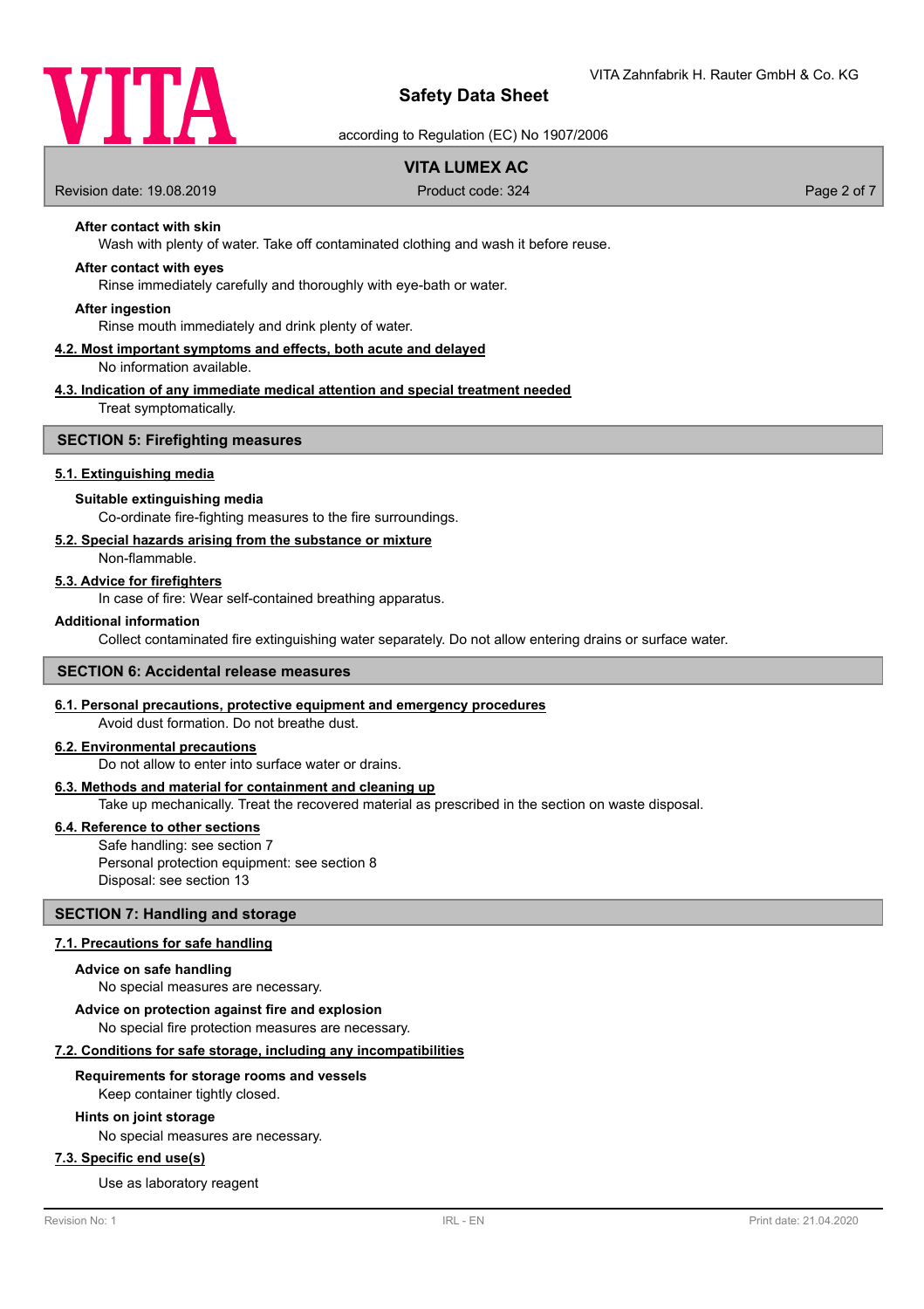**After contact with skin**

Wash with plenty of water. Take off contaminated clothing and wash it before reuse.

**After contact with eyes**

Rinse immediately carefully and thoroughly with eye-bath or water.

**After ingestion**

Rinse mouth immediately and drink plenty of water.

### 4.2. Most important symptoms and effects, both acute and delayed

No information available.

### 4.3. Indication of any immediate medical attention and special treatment needed

Treat symptomatically.

## SECTION 5: Firefighting measures

### 5.1. Extinguishing media

**Suitable extinguishing media**

Co-ordinate fire-fighting measures to the fire surroundings.

### 5.2. Special hazards arising from the substance or mixture

Non-flammable.

### 5.3. Advice for firefighters

In case of fire: Wear self-contained breathing apparatus.

**Additional information**

Collect contaminated fire extinguishing water separately. Do not allow entering drains or surface water.

## SECTION 6: Accidental release measures

### 6.1. Personal precautions, protective equipment and emergency procedures

Avoid dust formation. Do not breathe dust.

### 6.2. Environmental precautions

Do not allow to enter into surface water or drains.

### 6.3. Methods and material for containment and cleaning up

Take up mechanically. Treat the recovered material as prescribed in the section on waste disposal.

### 6.4. Reference to other sections

Safe handling: see section 7
Personal protection equipment: see section 8
Disposal: see section 13

## SECTION 7: Handling and storage

### 7.1. Precautions for safe handling

**Advice on safe handling**

No special measures are necessary.

**Advice on protection against fire and explosion**

No special fire protection measures are necessary.

### 7.2. Conditions for safe storage, including any incompatibilities

**Requirements for storage rooms and vessels**

Keep container tightly closed.

**Hints on joint storage**

No special measures are necessary.

### 7.3. Specific end use(s)

Use as laboratory reagent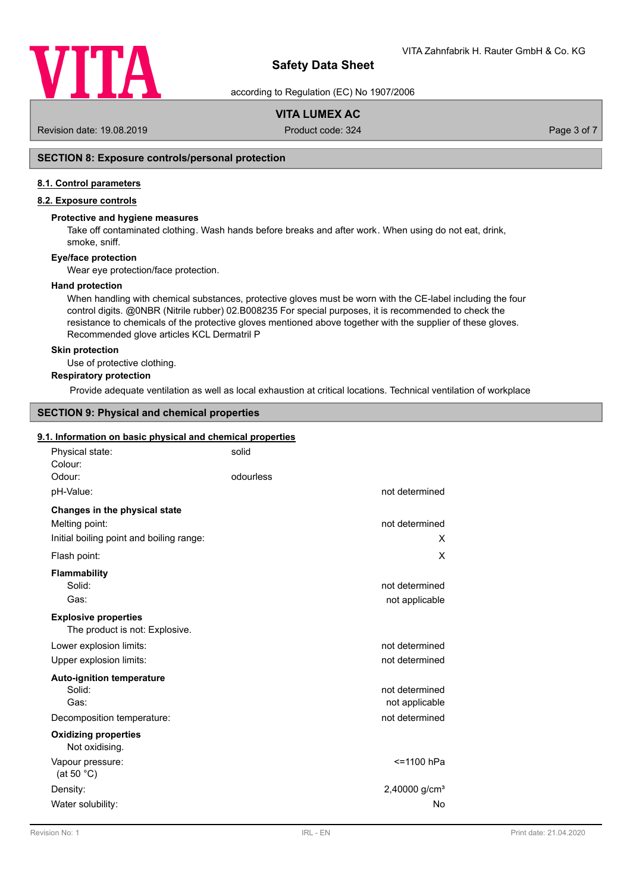## SECTION 8: Exposure controls/personal protection

### 8.1. Control parameters

### 8.2. Exposure controls

**Protective and hygiene measures**

Take off contaminated clothing. Wash hands before breaks and after work. When using do not eat, drink, smoke, sniff.

**Eye/face protection**

Wear eye protection/face protection.

**Hand protection**

When handling with chemical substances, protective gloves must be worn with the CE-label including the four control digits. @0NBR (Nitrile rubber) 02.B008235 For special purposes, it is recommended to check the resistance to chemicals of the protective gloves mentioned above together with the supplier of these gloves. Recommended glove articles KCL Dermatril P

**Skin protection**

Use of protective clothing.

**Respiratory protection**

Provide adequate ventilation as well as local exhaustion at critical locations. Technical ventilation of workplace

## SECTION 9: Physical and chemical properties

### 9.1. Information on basic physical and chemical properties

| | | |
|---|---|---|
| Physical state: | solid | |
| Colour: | | |
| Odour: | odourless | |
| pH-Value: | | not determined |
| **Changes in the physical state** | | |
| Melting point: | | not determined |
| Initial boiling point and boiling range: | | X |
| Flash point: | | X |
| **Flammability** | | |
| Solid: | | not determined |
| Gas: | | not applicable |
| **Explosive properties** | | |
| The product is not: Explosive. | | |
| Lower explosion limits: | | not determined |
| Upper explosion limits: | | not determined |
| **Auto-ignition temperature** | | |
| Solid: | | not determined |
| Gas: | | not applicable |
| Decomposition temperature: | | not determined |
| **Oxidizing properties** | | |
| Not oxidising. | | |
| Vapour pressure: (at 50 °C) | | <=1100 hPa |
| Density: | | 2,40000 g/cm³ |
| Water solubility: | | No |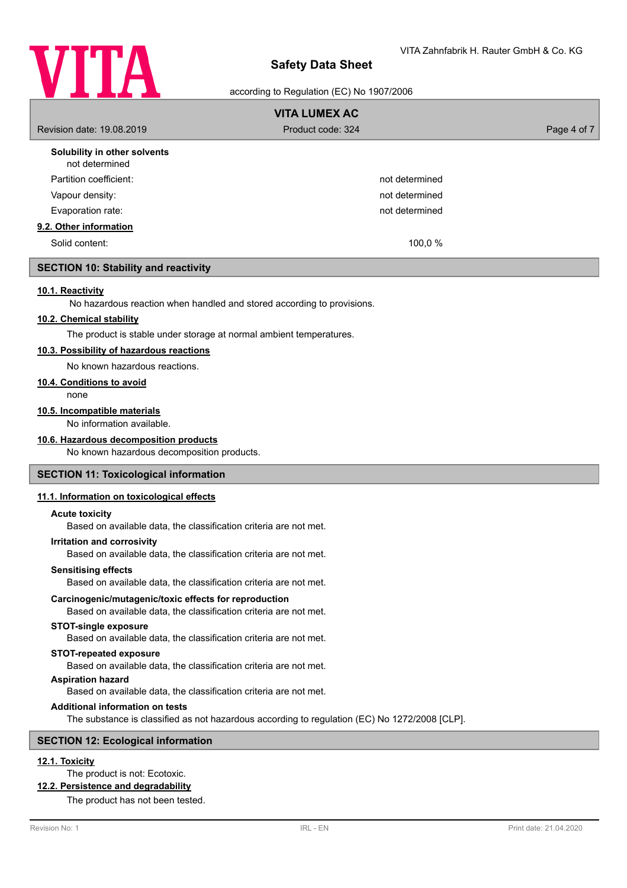**Solubility in other solvents**

not determined

| | |
|---|---|
| Partition coefficient: | not determined |
| Vapour density: | not determined |
| Evaporation rate: | not determined |

**9.2. Other information**

| | |
|---|---|
| Solid content: | 100,0 % |

## SECTION 10: Stability and reactivity

**10.1. Reactivity**

No hazardous reaction when handled and stored according to provisions.

**10.2. Chemical stability**

The product is stable under storage at normal ambient temperatures.

**10.3. Possibility of hazardous reactions**

No known hazardous reactions.

**10.4. Conditions to avoid**

none

**10.5. Incompatible materials**

No information available.

**10.6. Hazardous decomposition products**

No known hazardous decomposition products.

## SECTION 11: Toxicological information

**11.1. Information on toxicological effects**

**Acute toxicity**

Based on available data, the classification criteria are not met.

**Irritation and corrosivity**

Based on available data, the classification criteria are not met.

**Sensitising effects**

Based on available data, the classification criteria are not met.

**Carcinogenic/mutagenic/toxic effects for reproduction**

Based on available data, the classification criteria are not met.

**STOT-single exposure**

Based on available data, the classification criteria are not met.

**STOT-repeated exposure**

Based on available data, the classification criteria are not met.

**Aspiration hazard**

Based on available data, the classification criteria are not met.

**Additional information on tests**

The substance is classified as not hazardous according to regulation (EC) No 1272/2008 [CLP].

## SECTION 12: Ecological information

**12.1. Toxicity**

The product is not: Ecotoxic.

**12.2. Persistence and degradability**

The product has not been tested.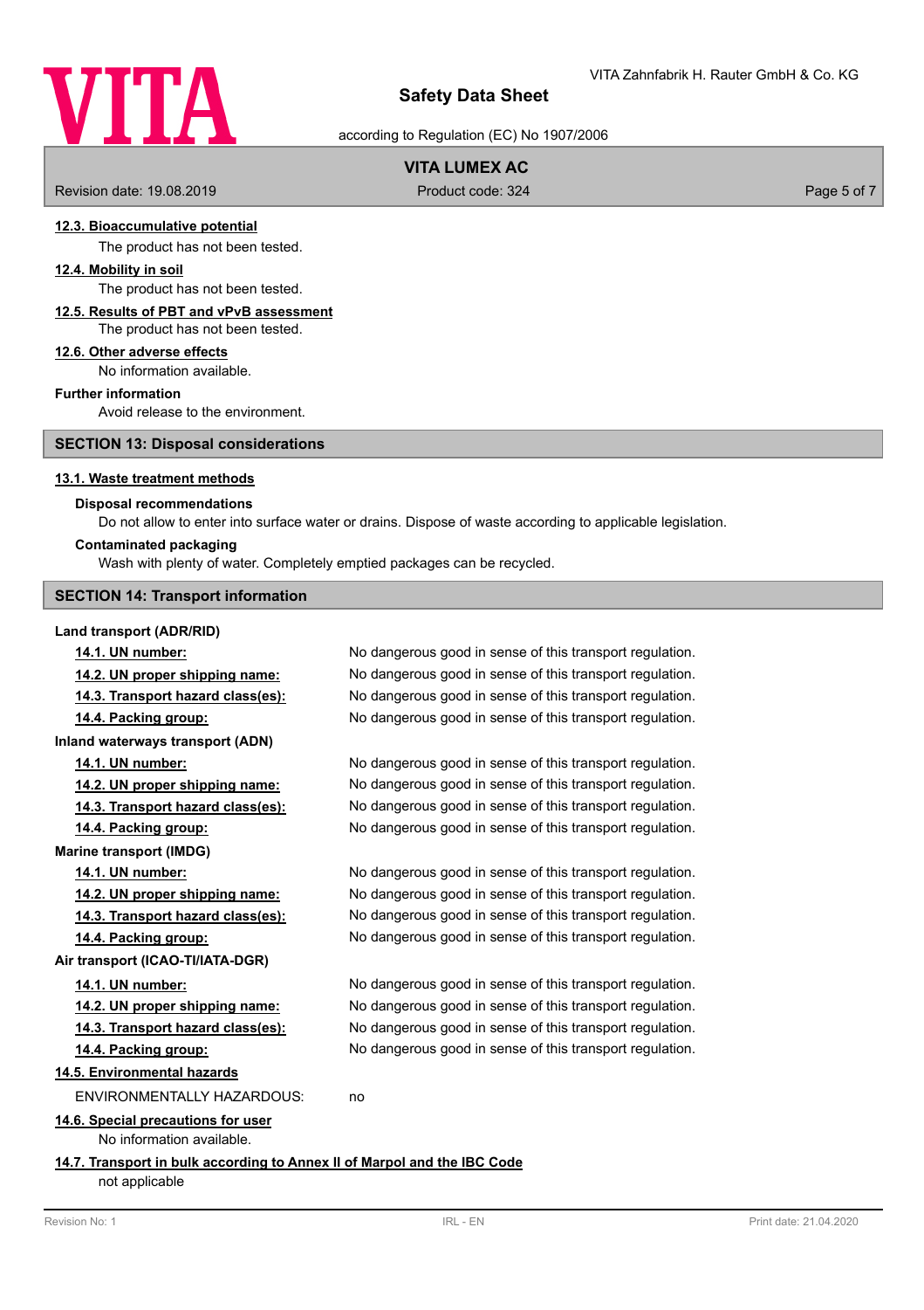#### 12.3. Bioaccumulative potential

The product has not been tested.

#### 12.4. Mobility in soil

The product has not been tested.

#### 12.5. Results of PBT and vPvB assessment

The product has not been tested.

#### 12.6. Other adverse effects

No information available.

**Further information**

Avoid release to the environment.

## SECTION 13: Disposal considerations

#### 13.1. Waste treatment methods

**Disposal recommendations**

Do not allow to enter into surface water or drains. Dispose of waste according to applicable legislation.

**Contaminated packaging**

Wash with plenty of water. Completely emptied packages can be recycled.

## SECTION 14: Transport information

**Land transport (ADR/RID)**

| | |
|---|---|
| **14.1. UN number:** | No dangerous good in sense of this transport regulation. |
| **14.2. UN proper shipping name:** | No dangerous good in sense of this transport regulation. |
| **14.3. Transport hazard class(es):** | No dangerous good in sense of this transport regulation. |
| **14.4. Packing group:** | No dangerous good in sense of this transport regulation. |

**Inland waterways transport (ADN)**

| | |
|---|---|
| **14.1. UN number:** | No dangerous good in sense of this transport regulation. |
| **14.2. UN proper shipping name:** | No dangerous good in sense of this transport regulation. |
| **14.3. Transport hazard class(es):** | No dangerous good in sense of this transport regulation. |
| **14.4. Packing group:** | No dangerous good in sense of this transport regulation. |

**Marine transport (IMDG)**

| | |
|---|---|
| **14.1. UN number:** | No dangerous good in sense of this transport regulation. |
| **14.2. UN proper shipping name:** | No dangerous good in sense of this transport regulation. |
| **14.3. Transport hazard class(es):** | No dangerous good in sense of this transport regulation. |
| **14.4. Packing group:** | No dangerous good in sense of this transport regulation. |

**Air transport (ICAO-TI/IATA-DGR)**

| | |
|---|---|
| **14.1. UN number:** | No dangerous good in sense of this transport regulation. |
| **14.2. UN proper shipping name:** | No dangerous good in sense of this transport regulation. |
| **14.3. Transport hazard class(es):** | No dangerous good in sense of this transport regulation. |
| **14.4. Packing group:** | No dangerous good in sense of this transport regulation. |

#### 14.5. Environmental hazards

ENVIRONMENTALLY HAZARDOUS: no

#### 14.6. Special precautions for user

No information available.

#### 14.7. Transport in bulk according to Annex II of Marpol and the IBC Code

not applicable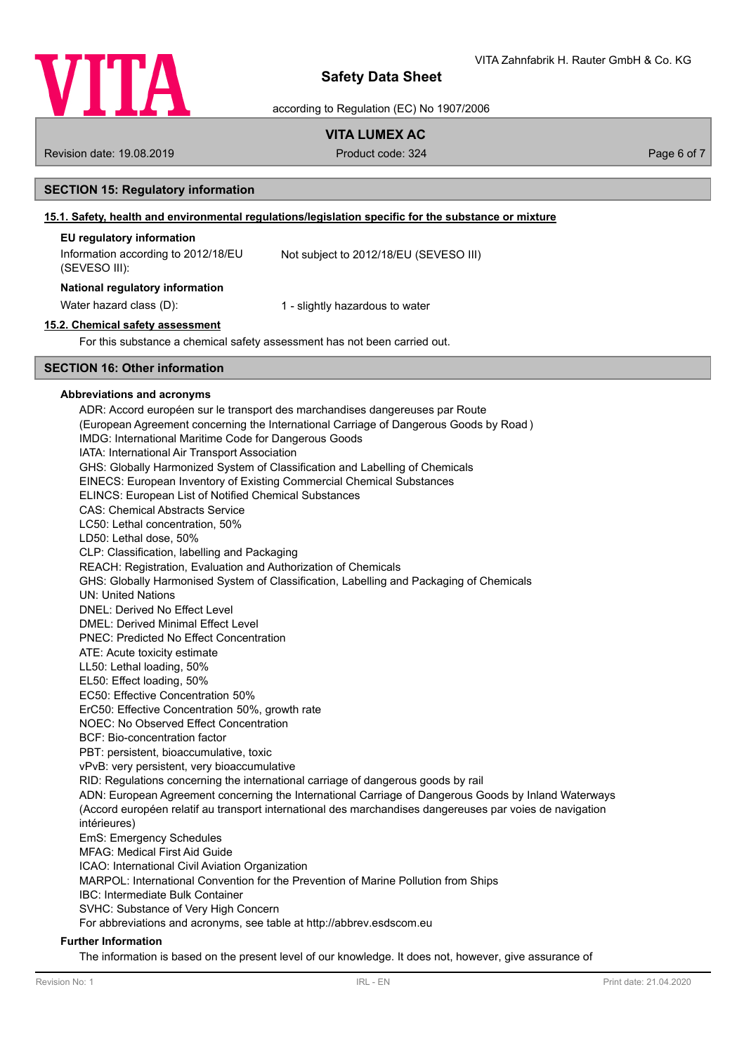## SECTION 15: Regulatory information

### 15.1. Safety, health and environmental regulations/legislation specific for the substance or mixture

**EU regulatory information**

| | |
|---|---|
| Information according to 2012/18/EU (SEVESO III): | Not subject to 2012/18/EU (SEVESO III) |

**National regulatory information**

| | |
|---|---|
| Water hazard class (D): | 1 - slightly hazardous to water |

### 15.2. Chemical safety assessment

For this substance a chemical safety assessment has not been carried out.

## SECTION 16: Other information

**Abbreviations and acronyms**

ADR: Accord européen sur le transport des marchandises dangereuses par Route
(European Agreement concerning the International Carriage of Dangerous Goods by Road )
IMDG: International Maritime Code for Dangerous Goods
IATA: International Air Transport Association
GHS: Globally Harmonized System of Classification and Labelling of Chemicals
EINECS: European Inventory of Existing Commercial Chemical Substances
ELINCS: European List of Notified Chemical Substances
CAS: Chemical Abstracts Service
LC50: Lethal concentration, 50%
LD50: Lethal dose, 50%
CLP: Classification, labelling and Packaging
REACH: Registration, Evaluation and Authorization of Chemicals
GHS: Globally Harmonised System of Classification, Labelling and Packaging of Chemicals
UN: United Nations
DNEL: Derived No Effect Level
DMEL: Derived Minimal Effect Level
PNEC: Predicted No Effect Concentration
ATE: Acute toxicity estimate
LL50: Lethal loading, 50%
EL50: Effect loading, 50%
EC50: Effective Concentration 50%
ErC50: Effective Concentration 50%, growth rate
NOEC: No Observed Effect Concentration
BCF: Bio-concentration factor
PBT: persistent, bioaccumulative, toxic
vPvB: very persistent, very bioaccumulative
RID: Regulations concerning the international carriage of dangerous goods by rail
ADN: European Agreement concerning the International Carriage of Dangerous Goods by Inland Waterways
(Accord européen relatif au transport international des marchandises dangereuses par voies de navigation intérieures)
EmS: Emergency Schedules
MFAG: Medical First Aid Guide
ICAO: International Civil Aviation Organization
MARPOL: International Convention for the Prevention of Marine Pollution from Ships
IBC: Intermediate Bulk Container
SVHC: Substance of Very High Concern
For abbreviations and acronyms, see table at http://abbrev.esdscom.eu

**Further Information**

The information is based on the present level of our knowledge. It does not, however, give assurance of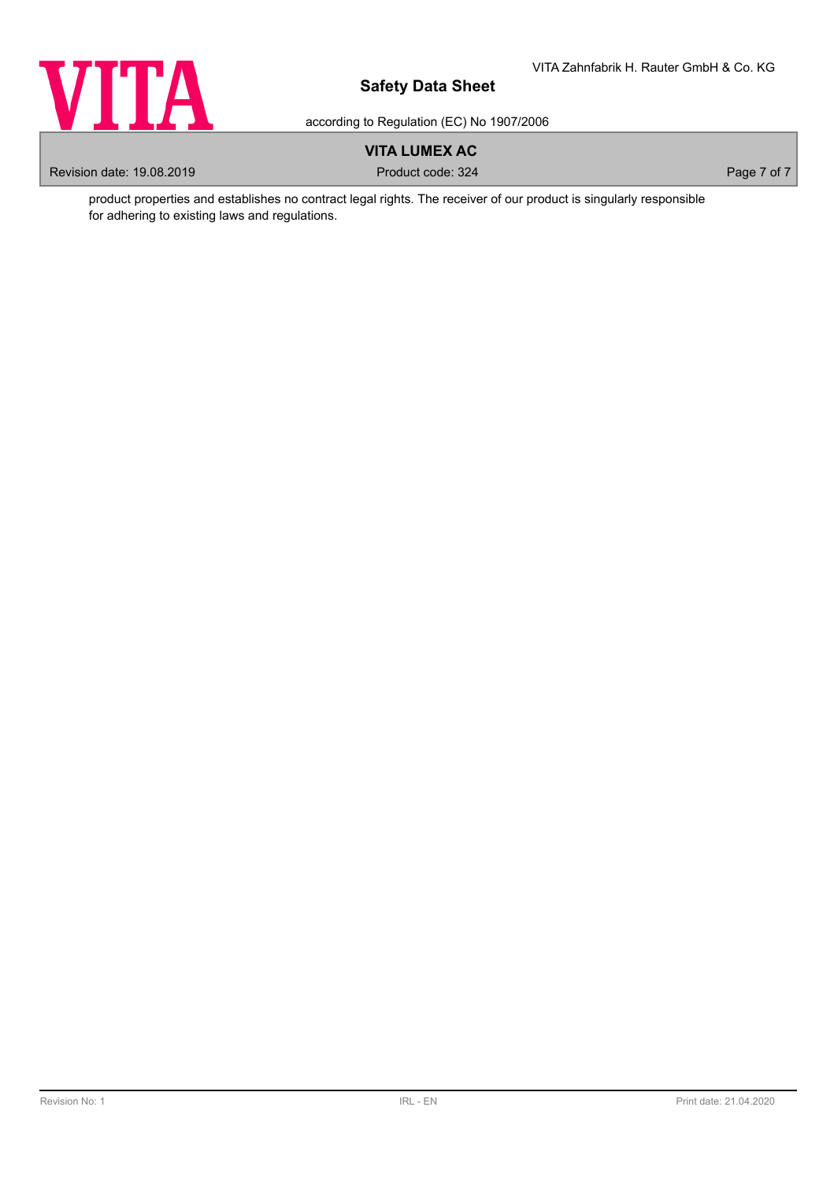product properties and establishes no contract legal rights. The receiver of our product is singularly responsible for adhering to existing laws and regulations.